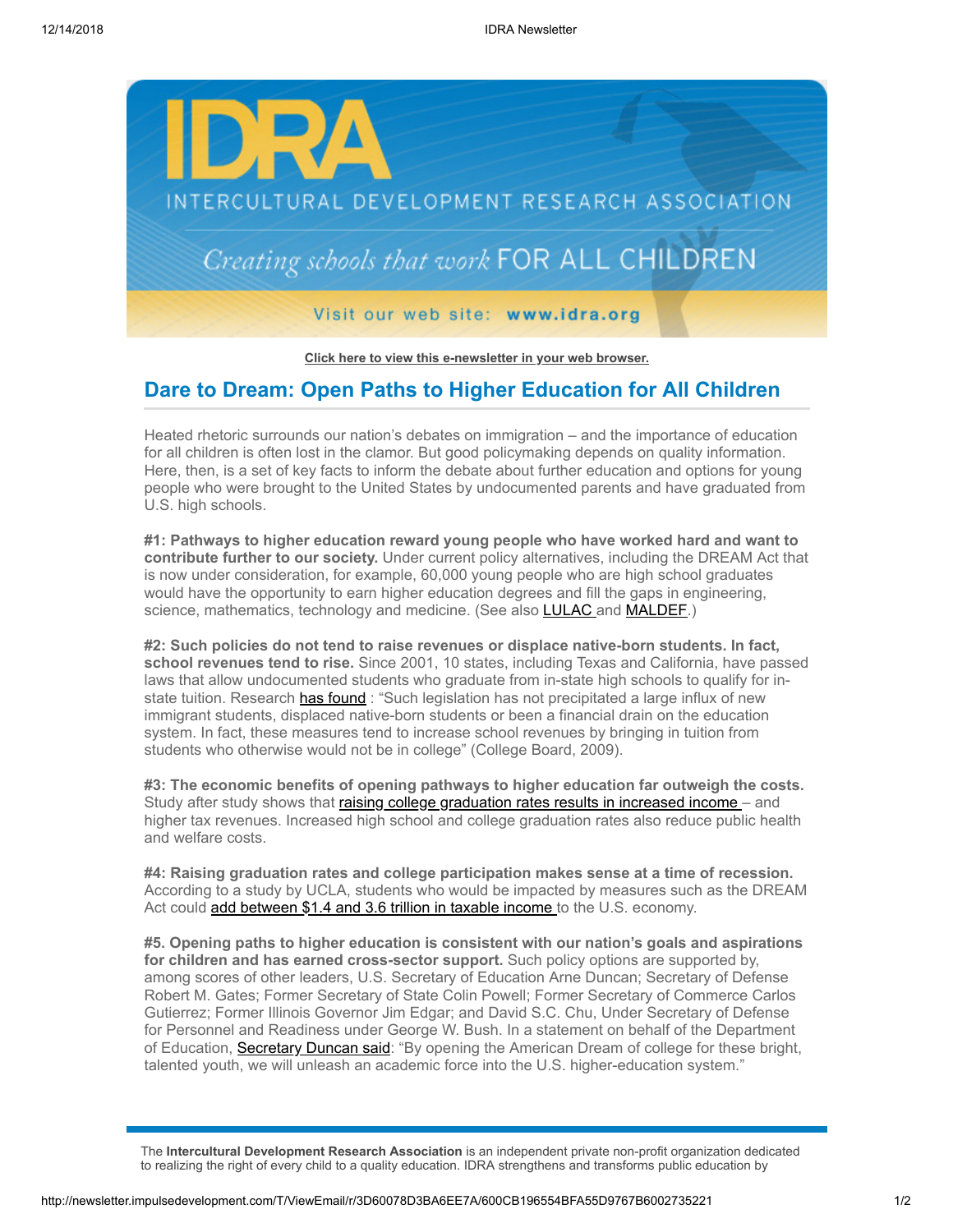INTERCULTURAL DEVELOPMENT RESEARCH ASSOCIATION

*Creating schools that work* FOR ALL CHILDREN

Visit our web site: **www.idra.org**

**Click here to view this e-newsletter in your web browser.**

## Dare to Dream: Open Paths to Higher Education for All Children

Heated rhetoric surrounds our nation's debates on immigration – and the importance of education for all children is often lost in the clamor. But good policymaking depends on quality information. Here, then, is a set of key facts to inform the debate about further education and options for young people who were brought to the United States by undocumented parents and have graduated from U.S. high schools.

**#1: Pathways to higher education reward young people who have worked hard and want to contribute further to our society.** Under current policy alternatives, including the DREAM Act that is now under consideration, for example, 60,000 young people who are high school graduates would have the opportunity to earn higher education degrees and fill the gaps in engineering, science, mathematics, technology and medicine. (See also LULAC and MALDEF.)

**#2: Such policies do not tend to raise revenues or displace native-born students. In fact, school revenues tend to rise.** Since 2001, 10 states, including Texas and California, have passed laws that allow undocumented students who graduate from in-state high schools to qualify for in-state tuition. Research has found : "Such legislation has not precipitated a large influx of new immigrant students, displaced native-born students or been a financial drain on the education system. In fact, these measures tend to increase school revenues by bringing in tuition from students who otherwise would not be in college" (College Board, 2009).

**#3: The economic benefits of opening pathways to higher education far outweigh the costs.** Study after study shows that raising college graduation rates results in increased income – and higher tax revenues. Increased high school and college graduation rates also reduce public health and welfare costs.

**#4: Raising graduation rates and college participation makes sense at a time of recession.** According to a study by UCLA, students who would be impacted by measures such as the DREAM Act could add between $1.4 and 3.6 trillion in taxable income to the U.S. economy.

**#5. Opening paths to higher education is consistent with our nation's goals and aspirations for children and has earned cross-sector support.** Such policy options are supported by, among scores of other leaders, U.S. Secretary of Education Arne Duncan; Secretary of Defense Robert M. Gates; Former Secretary of State Colin Powell; Former Secretary of Commerce Carlos Gutierrez; Former Illinois Governor Jim Edgar; and David S.C. Chu, Under Secretary of Defense for Personnel and Readiness under George W. Bush. In a statement on behalf of the Department of Education, Secretary Duncan said: "By opening the American Dream of college for these bright, talented youth, we will unleash an academic force into the U.S. higher-education system."

The **Intercultural Development Research Association** is an independent private non-profit organization dedicated to realizing the right of every child to a quality education. IDRA strengthens and transforms public education by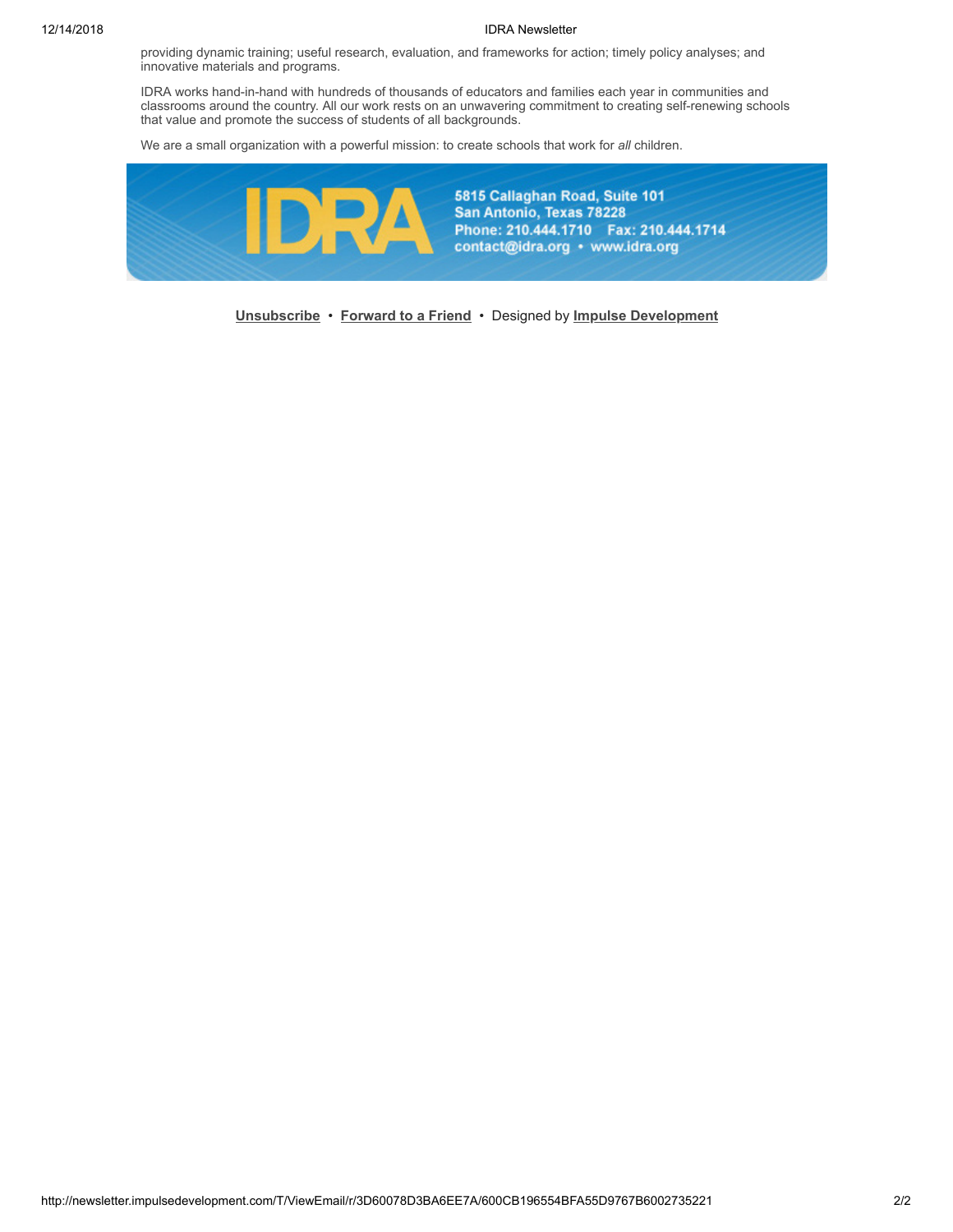providing dynamic training; useful research, evaluation, and frameworks for action; timely policy analyses; and innovative materials and programs.

IDRA works hand-in-hand with hundreds of thousands of educators and families each year in communities and classrooms around the country. All our work rests on an unwavering commitment to creating self-renewing schools that value and promote the success of students of all backgrounds.

We are a small organization with a powerful mission: to create schools that work for *all* children.

IDRA

5815 Callaghan Road, Suite 101
San Antonio, Texas 78228
Phone: 210.444.1710 Fax: 210.444.1714
contact@idra.org • www.idra.org

**Unsubscribe** • **Forward to a Friend** • Designed by **Impulse Development**